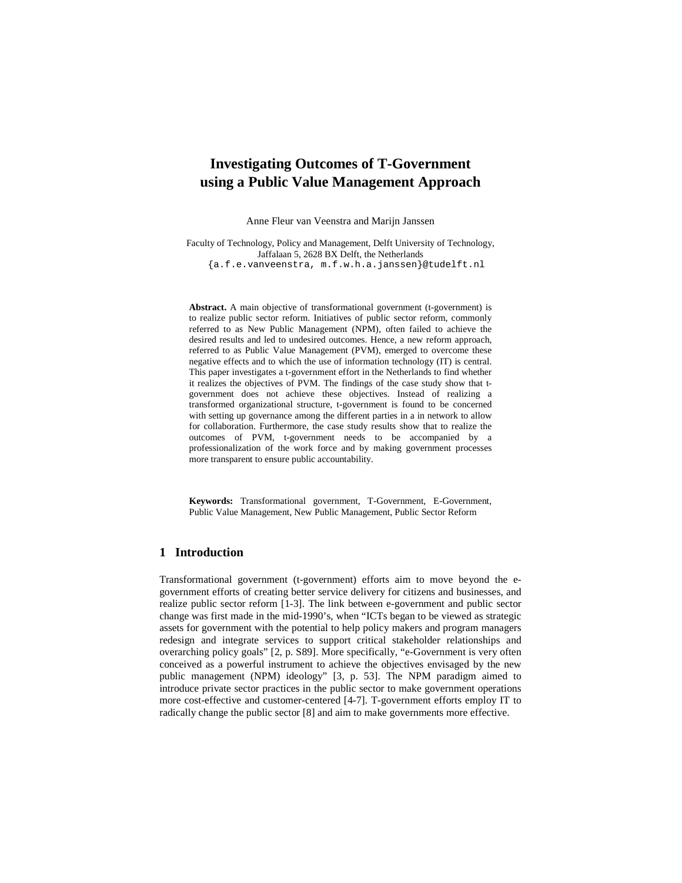# Investigating Outcomes of T-Government using a Public Value Management Approach

Anne Fleur van Veenstra and Marijn Janssen

Faculty of Technology, Policy and Management, Delft University of Technology, Jaffalaan 5, 2628 BX Delft, the Netherlands
{a.f.e.vanveenstra, m.f.w.h.a.janssen}@tudelft.nl

**Abstract.** A main objective of transformational government (t-government) is to realize public sector reform. Initiatives of public sector reform, commonly referred to as New Public Management (NPM), often failed to achieve the desired results and led to undesired outcomes. Hence, a new reform approach, referred to as Public Value Management (PVM), emerged to overcome these negative effects and to which the use of information technology (IT) is central. This paper investigates a t-government effort in the Netherlands to find whether it realizes the objectives of PVM. The findings of the case study show that t-government does not achieve these objectives. Instead of realizing a transformed organizational structure, t-government is found to be concerned with setting up governance among the different parties in a in network to allow for collaboration. Furthermore, the case study results show that to realize the outcomes of PVM, t-government needs to be accompanied by a professionalization of the work force and by making government processes more transparent to ensure public accountability.

**Keywords:** Transformational government, T-Government, E-Government, Public Value Management, New Public Management, Public Sector Reform

## 1 Introduction

Transformational government (t-government) efforts aim to move beyond the e-government efforts of creating better service delivery for citizens and businesses, and realize public sector reform [1-3]. The link between e-government and public sector change was first made in the mid-1990's, when "ICTs began to be viewed as strategic assets for government with the potential to help policy makers and program managers redesign and integrate services to support critical stakeholder relationships and overarching policy goals" [2, p. S89]. More specifically, "e-Government is very often conceived as a powerful instrument to achieve the objectives envisaged by the new public management (NPM) ideology" [3, p. 53]. The NPM paradigm aimed to introduce private sector practices in the public sector to make government operations more cost-effective and customer-centered [4-7]. T-government efforts employ IT to radically change the public sector [8] and aim to make governments more effective.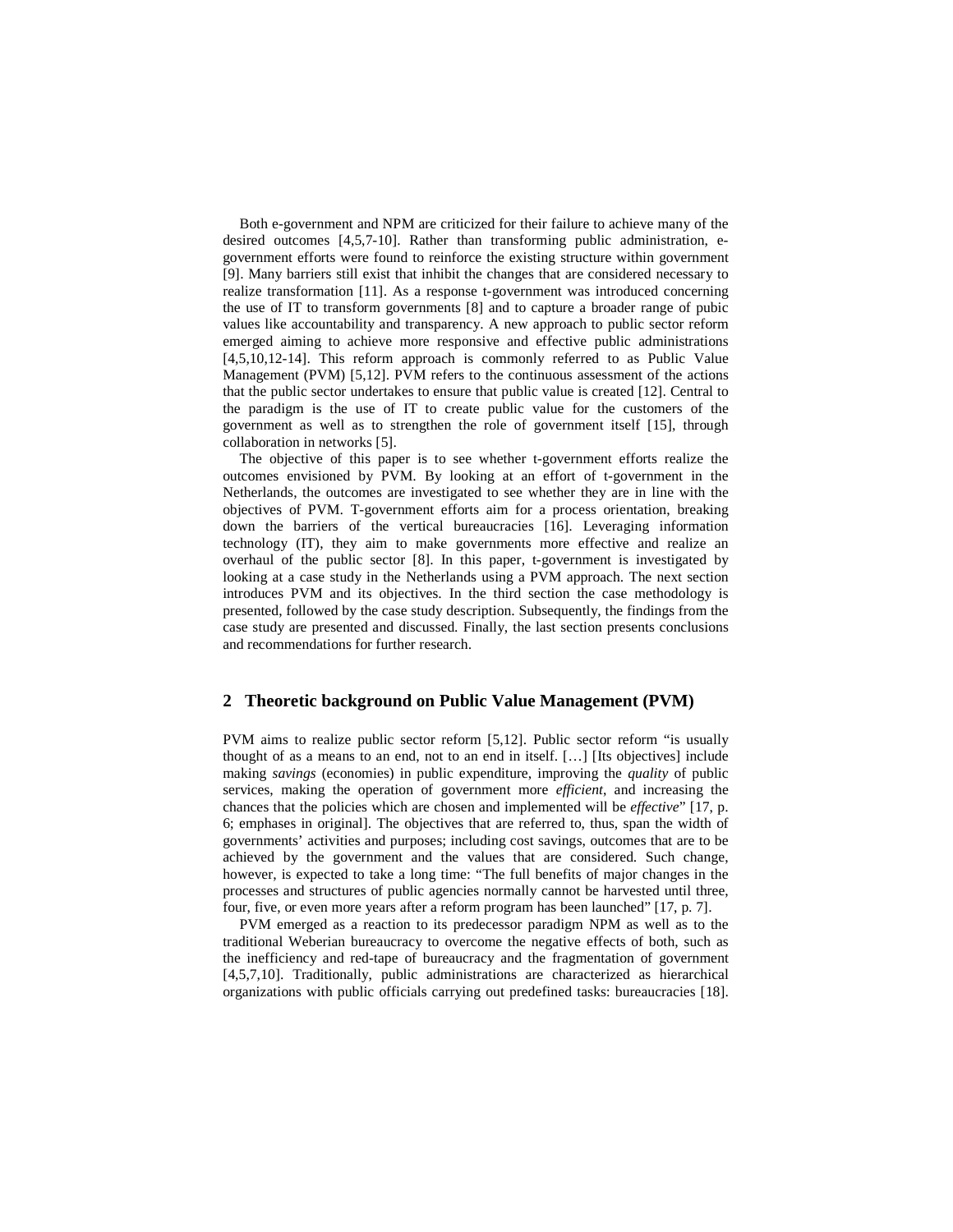Both e-government and NPM are criticized for their failure to achieve many of the desired outcomes [4,5,7-10]. Rather than transforming public administration, e-government efforts were found to reinforce the existing structure within government [9]. Many barriers still exist that inhibit the changes that are considered necessary to realize transformation [11]. As a response t-government was introduced concerning the use of IT to transform governments [8] and to capture a broader range of pubic values like accountability and transparency. A new approach to public sector reform emerged aiming to achieve more responsive and effective public administrations [4,5,10,12-14]. This reform approach is commonly referred to as Public Value Management (PVM) [5,12]. PVM refers to the continuous assessment of the actions that the public sector undertakes to ensure that public value is created [12]. Central to the paradigm is the use of IT to create public value for the customers of the government as well as to strengthen the role of government itself [15], through collaboration in networks [5].

The objective of this paper is to see whether t-government efforts realize the outcomes envisioned by PVM. By looking at an effort of t-government in the Netherlands, the outcomes are investigated to see whether they are in line with the objectives of PVM. T-government efforts aim for a process orientation, breaking down the barriers of the vertical bureaucracies [16]. Leveraging information technology (IT), they aim to make governments more effective and realize an overhaul of the public sector [8]. In this paper, t-government is investigated by looking at a case study in the Netherlands using a PVM approach. The next section introduces PVM and its objectives. In the third section the case methodology is presented, followed by the case study description. Subsequently, the findings from the case study are presented and discussed. Finally, the last section presents conclusions and recommendations for further research.

## 2 Theoretic background on Public Value Management (PVM)

PVM aims to realize public sector reform [5,12]. Public sector reform "is usually thought of as a means to an end, not to an end in itself. […] [Its objectives] include making *savings* (economies) in public expenditure, improving the *quality* of public services, making the operation of government more *efficient*, and increasing the chances that the policies which are chosen and implemented will be *effective*" [17, p. 6; emphases in original]. The objectives that are referred to, thus, span the width of governments' activities and purposes; including cost savings, outcomes that are to be achieved by the government and the values that are considered. Such change, however, is expected to take a long time: "The full benefits of major changes in the processes and structures of public agencies normally cannot be harvested until three, four, five, or even more years after a reform program has been launched" [17, p. 7].

PVM emerged as a reaction to its predecessor paradigm NPM as well as to the traditional Weberian bureaucracy to overcome the negative effects of both, such as the inefficiency and red-tape of bureaucracy and the fragmentation of government [4,5,7,10]. Traditionally, public administrations are characterized as hierarchical organizations with public officials carrying out predefined tasks: bureaucracies [18].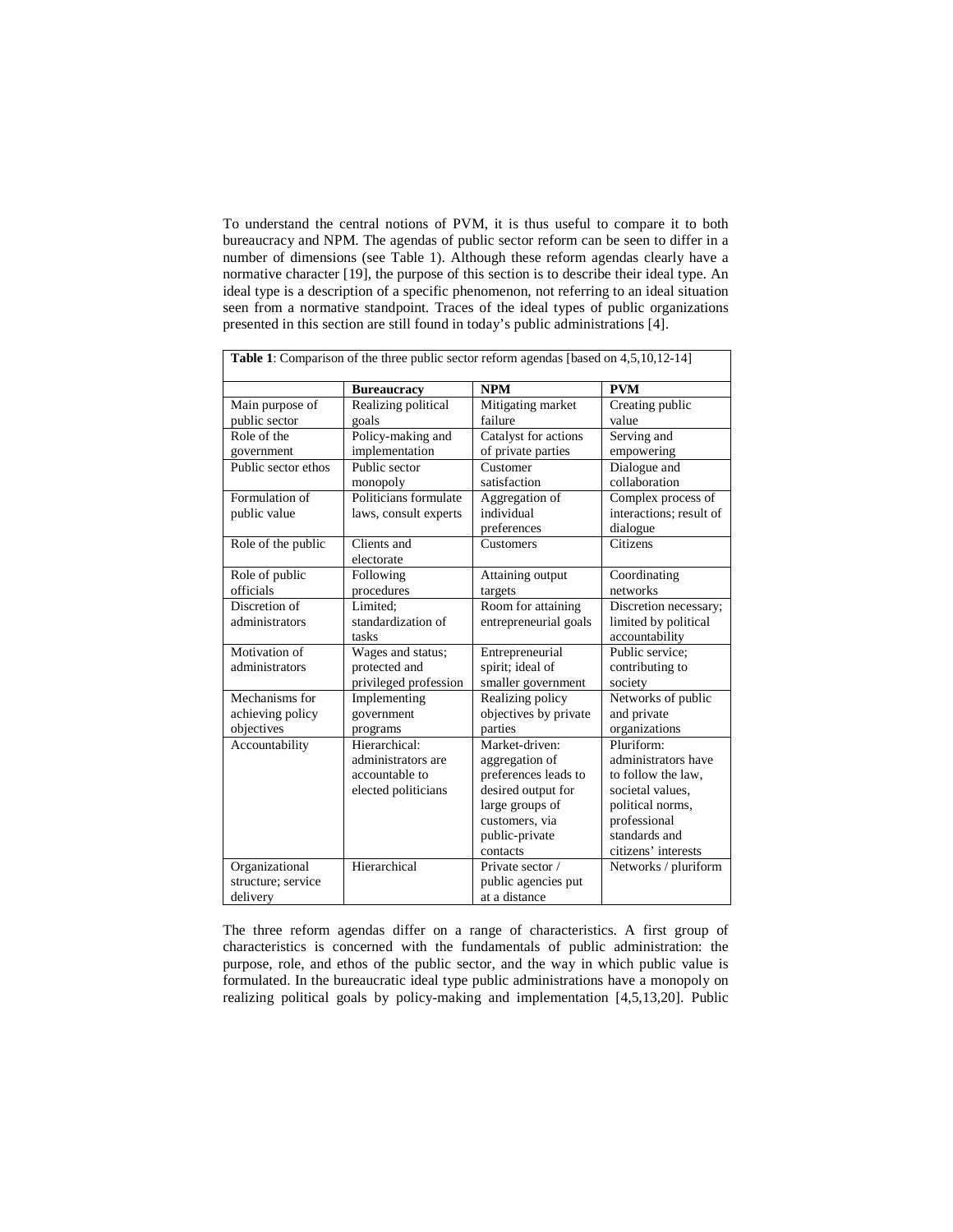To understand the central notions of PVM, it is thus useful to compare it to both bureaucracy and NPM. The agendas of public sector reform can be seen to differ in a number of dimensions (see Table 1). Although these reform agendas clearly have a normative character [19], the purpose of this section is to describe their ideal type. An ideal type is a description of a specific phenomenon, not referring to an ideal situation seen from a normative standpoint. Traces of the ideal types of public organizations presented in this section are still found in today's public administrations [4].

**Table 1**: Comparison of the three public sector reform agendas [based on 4,5,10,12-14]

| | **Bureaucracy** | **NPM** | **PVM** |
|---|---|---|---|
| Main purpose of public sector | Realizing political goals | Mitigating market failure | Creating public value |
| Role of the government | Policy-making and implementation | Catalyst for actions of private parties | Serving and empowering |
| Public sector ethos | Public sector monopoly | Customer satisfaction | Dialogue and collaboration |
| Formulation of public value | Politicians formulate laws, consult experts | Aggregation of individual preferences | Complex process of interactions; result of dialogue |
| Role of the public | Clients and electorate | Customers | Citizens |
| Role of public officials | Following procedures | Attaining output targets | Coordinating networks |
| Discretion of administrators | Limited; standardization of tasks | Room for attaining entrepreneurial goals | Discretion necessary; limited by political accountability |
| Motivation of administrators | Wages and status; protected and privileged profession | Entrepreneurial spirit; ideal of smaller government | Public service; contributing to society |
| Mechanisms for achieving policy objectives | Implementing government programs | Realizing policy objectives by private parties | Networks of public and private organizations |
| Accountability | Hierarchical: administrators are accountable to elected politicians | Market-driven: aggregation of preferences leads to desired output for large groups of customers, via public-private contacts | Pluriform: administrators have to follow the law, societal values, political norms, professional standards and citizens' interests |
| Organizational structure; service delivery | Hierarchical | Private sector / public agencies put at a distance | Networks / pluriform |

The three reform agendas differ on a range of characteristics. A first group of characteristics is concerned with the fundamentals of public administration: the purpose, role, and ethos of the public sector, and the way in which public value is formulated. In the bureaucratic ideal type public administrations have a monopoly on realizing political goals by policy-making and implementation [4,5,13,20]. Public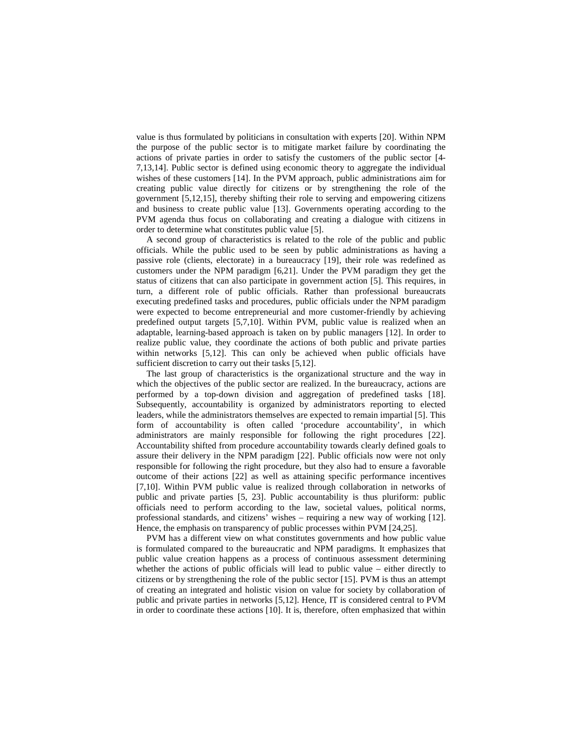value is thus formulated by politicians in consultation with experts [20]. Within NPM the purpose of the public sector is to mitigate market failure by coordinating the actions of private parties in order to satisfy the customers of the public sector [4-7,13,14]. Public sector is defined using economic theory to aggregate the individual wishes of these customers [14]. In the PVM approach, public administrations aim for creating public value directly for citizens or by strengthening the role of the government [5,12,15], thereby shifting their role to serving and empowering citizens and business to create public value [13]. Governments operating according to the PVM agenda thus focus on collaborating and creating a dialogue with citizens in order to determine what constitutes public value [5].

A second group of characteristics is related to the role of the public and public officials. While the public used to be seen by public administrations as having a passive role (clients, electorate) in a bureaucracy [19], their role was redefined as customers under the NPM paradigm [6,21]. Under the PVM paradigm they get the status of citizens that can also participate in government action [5]. This requires, in turn, a different role of public officials. Rather than professional bureaucrats executing predefined tasks and procedures, public officials under the NPM paradigm were expected to become entrepreneurial and more customer-friendly by achieving predefined output targets [5,7,10]. Within PVM, public value is realized when an adaptable, learning-based approach is taken on by public managers [12]. In order to realize public value, they coordinate the actions of both public and private parties within networks [5,12]. This can only be achieved when public officials have sufficient discretion to carry out their tasks [5,12].

The last group of characteristics is the organizational structure and the way in which the objectives of the public sector are realized. In the bureaucracy, actions are performed by a top-down division and aggregation of predefined tasks [18]. Subsequently, accountability is organized by administrators reporting to elected leaders, while the administrators themselves are expected to remain impartial [5]. This form of accountability is often called 'procedure accountability', in which administrators are mainly responsible for following the right procedures [22]. Accountability shifted from procedure accountability towards clearly defined goals to assure their delivery in the NPM paradigm [22]. Public officials now were not only responsible for following the right procedure, but they also had to ensure a favorable outcome of their actions [22] as well as attaining specific performance incentives [7,10]. Within PVM public value is realized through collaboration in networks of public and private parties [5, 23]. Public accountability is thus pluriform: public officials need to perform according to the law, societal values, political norms, professional standards, and citizens' wishes – requiring a new way of working [12]. Hence, the emphasis on transparency of public processes within PVM [24,25].

PVM has a different view on what constitutes governments and how public value is formulated compared to the bureaucratic and NPM paradigms. It emphasizes that public value creation happens as a process of continuous assessment determining whether the actions of public officials will lead to public value – either directly to citizens or by strengthening the role of the public sector [15]. PVM is thus an attempt of creating an integrated and holistic vision on value for society by collaboration of public and private parties in networks [5,12]. Hence, IT is considered central to PVM in order to coordinate these actions [10]. It is, therefore, often emphasized that within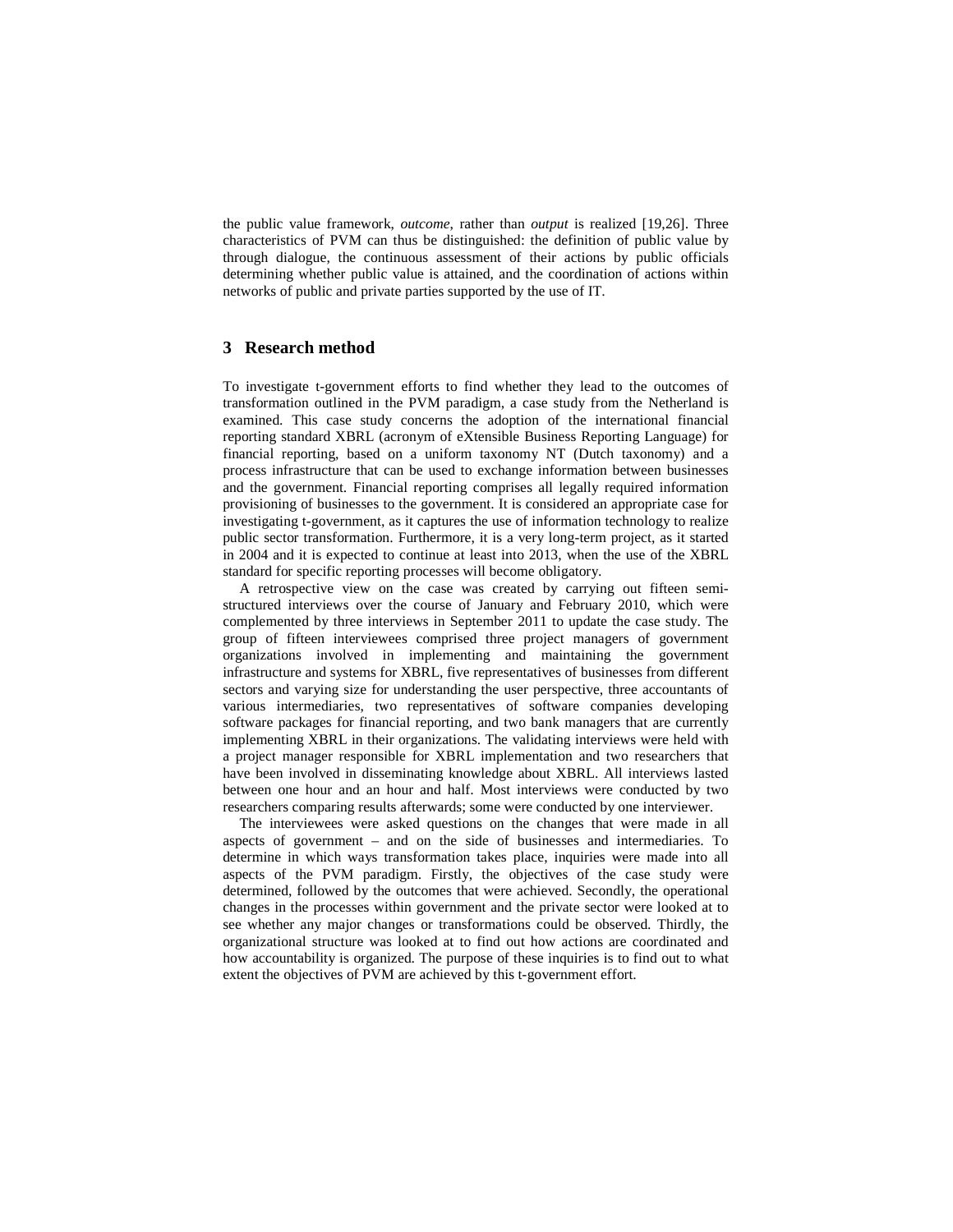the public value framework, *outcome*, rather than *output* is realized [19,26]. Three characteristics of PVM can thus be distinguished: the definition of public value by through dialogue, the continuous assessment of their actions by public officials determining whether public value is attained, and the coordination of actions within networks of public and private parties supported by the use of IT.

## 3 Research method

To investigate t-government efforts to find whether they lead to the outcomes of transformation outlined in the PVM paradigm, a case study from the Netherland is examined. This case study concerns the adoption of the international financial reporting standard XBRL (acronym of eXtensible Business Reporting Language) for financial reporting, based on a uniform taxonomy NT (Dutch taxonomy) and a process infrastructure that can be used to exchange information between businesses and the government. Financial reporting comprises all legally required information provisioning of businesses to the government. It is considered an appropriate case for investigating t-government, as it captures the use of information technology to realize public sector transformation. Furthermore, it is a very long-term project, as it started in 2004 and it is expected to continue at least into 2013, when the use of the XBRL standard for specific reporting processes will become obligatory.

A retrospective view on the case was created by carrying out fifteen semi-structured interviews over the course of January and February 2010, which were complemented by three interviews in September 2011 to update the case study. The group of fifteen interviewees comprised three project managers of government organizations involved in implementing and maintaining the government infrastructure and systems for XBRL, five representatives of businesses from different sectors and varying size for understanding the user perspective, three accountants of various intermediaries, two representatives of software companies developing software packages for financial reporting, and two bank managers that are currently implementing XBRL in their organizations. The validating interviews were held with a project manager responsible for XBRL implementation and two researchers that have been involved in disseminating knowledge about XBRL. All interviews lasted between one hour and an hour and half. Most interviews were conducted by two researchers comparing results afterwards; some were conducted by one interviewer.

The interviewees were asked questions on the changes that were made in all aspects of government – and on the side of businesses and intermediaries. To determine in which ways transformation takes place, inquiries were made into all aspects of the PVM paradigm. Firstly, the objectives of the case study were determined, followed by the outcomes that were achieved. Secondly, the operational changes in the processes within government and the private sector were looked at to see whether any major changes or transformations could be observed. Thirdly, the organizational structure was looked at to find out how actions are coordinated and how accountability is organized. The purpose of these inquiries is to find out to what extent the objectives of PVM are achieved by this t-government effort.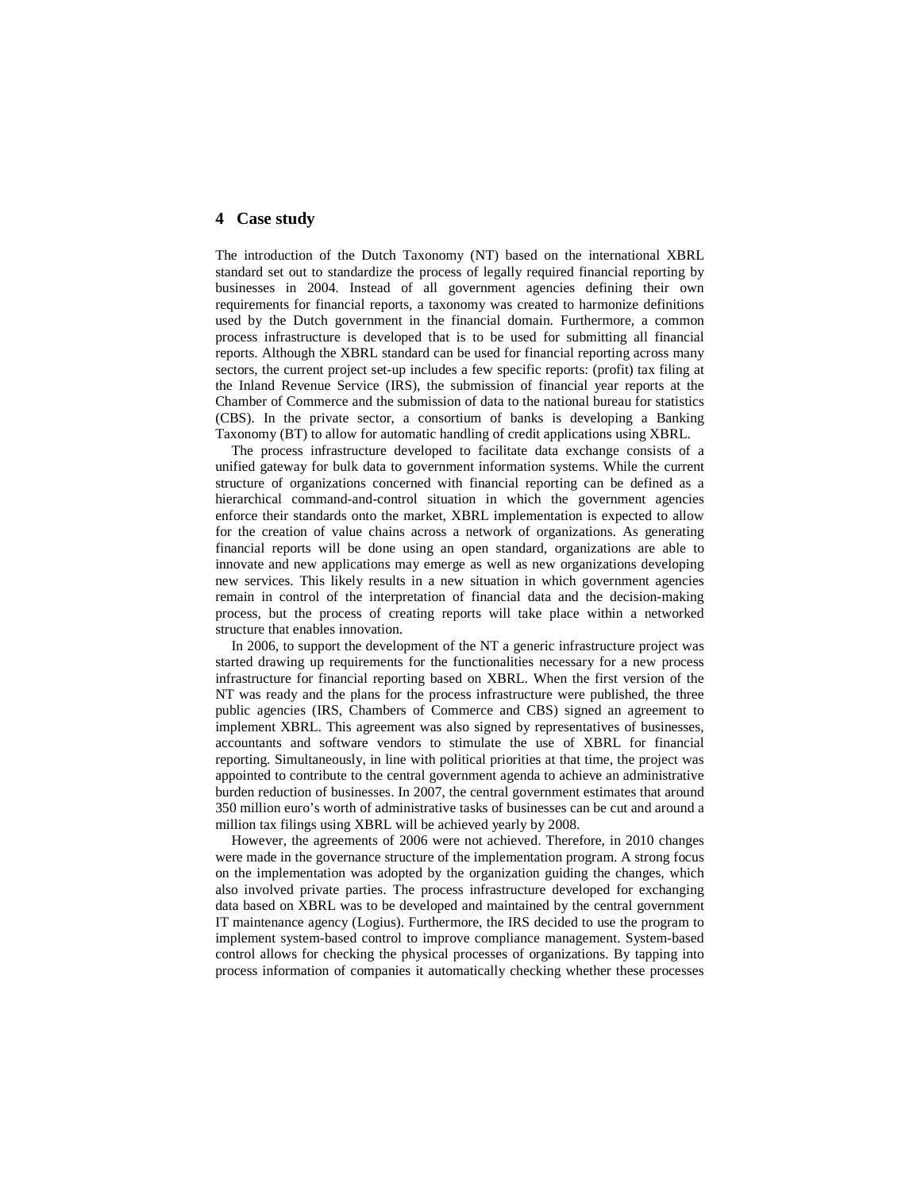## 4 Case study

The introduction of the Dutch Taxonomy (NT) based on the international XBRL standard set out to standardize the process of legally required financial reporting by businesses in 2004. Instead of all government agencies defining their own requirements for financial reports, a taxonomy was created to harmonize definitions used by the Dutch government in the financial domain. Furthermore, a common process infrastructure is developed that is to be used for submitting all financial reports. Although the XBRL standard can be used for financial reporting across many sectors, the current project set-up includes a few specific reports: (profit) tax filing at the Inland Revenue Service (IRS), the submission of financial year reports at the Chamber of Commerce and the submission of data to the national bureau for statistics (CBS). In the private sector, a consortium of banks is developing a Banking Taxonomy (BT) to allow for automatic handling of credit applications using XBRL.

The process infrastructure developed to facilitate data exchange consists of a unified gateway for bulk data to government information systems. While the current structure of organizations concerned with financial reporting can be defined as a hierarchical command-and-control situation in which the government agencies enforce their standards onto the market, XBRL implementation is expected to allow for the creation of value chains across a network of organizations. As generating financial reports will be done using an open standard, organizations are able to innovate and new applications may emerge as well as new organizations developing new services. This likely results in a new situation in which government agencies remain in control of the interpretation of financial data and the decision-making process, but the process of creating reports will take place within a networked structure that enables innovation.

In 2006, to support the development of the NT a generic infrastructure project was started drawing up requirements for the functionalities necessary for a new process infrastructure for financial reporting based on XBRL. When the first version of the NT was ready and the plans for the process infrastructure were published, the three public agencies (IRS, Chambers of Commerce and CBS) signed an agreement to implement XBRL. This agreement was also signed by representatives of businesses, accountants and software vendors to stimulate the use of XBRL for financial reporting. Simultaneously, in line with political priorities at that time, the project was appointed to contribute to the central government agenda to achieve an administrative burden reduction of businesses. In 2007, the central government estimates that around 350 million euro's worth of administrative tasks of businesses can be cut and around a million tax filings using XBRL will be achieved yearly by 2008.

However, the agreements of 2006 were not achieved. Therefore, in 2010 changes were made in the governance structure of the implementation program. A strong focus on the implementation was adopted by the organization guiding the changes, which also involved private parties. The process infrastructure developed for exchanging data based on XBRL was to be developed and maintained by the central government IT maintenance agency (Logius). Furthermore, the IRS decided to use the program to implement system-based control to improve compliance management. System-based control allows for checking the physical processes of organizations. By tapping into process information of companies it automatically checking whether these processes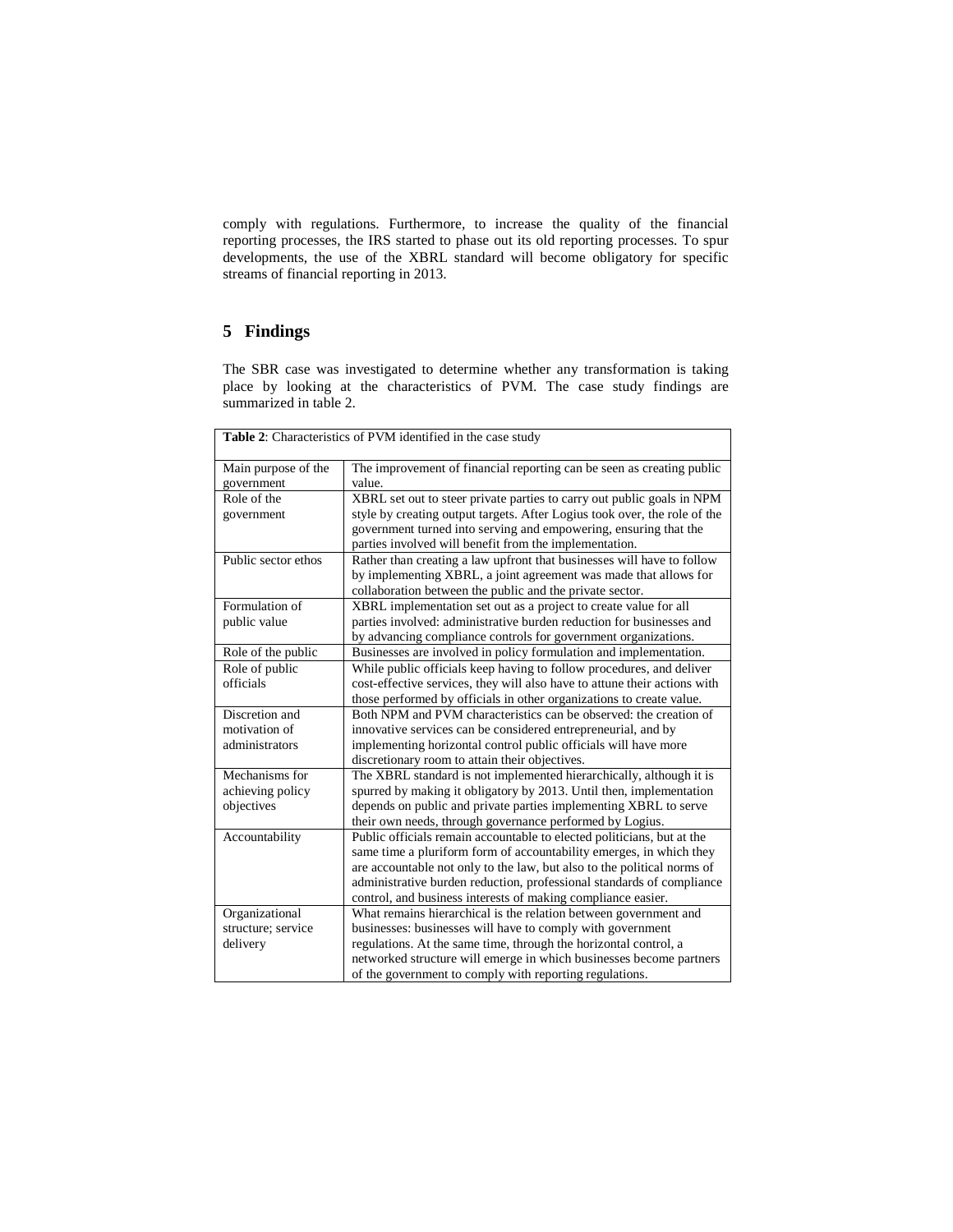comply with regulations. Furthermore, to increase the quality of the financial reporting processes, the IRS started to phase out its old reporting processes. To spur developments, the use of the XBRL standard will become obligatory for specific streams of financial reporting in 2013.

## 5 Findings

The SBR case was investigated to determine whether any transformation is taking place by looking at the characteristics of PVM. The case study findings are summarized in table 2.

**Table 2**: Characteristics of PVM identified in the case study

| | |
|---|---|
| Main purpose of the government | The improvement of financial reporting can be seen as creating public value. |
| Role of the government | XBRL set out to steer private parties to carry out public goals in NPM style by creating output targets. After Logius took over, the role of the government turned into serving and empowering, ensuring that the parties involved will benefit from the implementation. |
| Public sector ethos | Rather than creating a law upfront that businesses will have to follow by implementing XBRL, a joint agreement was made that allows for collaboration between the public and the private sector. |
| Formulation of public value | XBRL implementation set out as a project to create value for all parties involved: administrative burden reduction for businesses and by advancing compliance controls for government organizations. |
| Role of the public | Businesses are involved in policy formulation and implementation. |
| Role of public officials | While public officials keep having to follow procedures, and deliver cost-effective services, they will also have to attune their actions with those performed by officials in other organizations to create value. |
| Discretion and motivation of administrators | Both NPM and PVM characteristics can be observed: the creation of innovative services can be considered entrepreneurial, and by implementing horizontal control public officials will have more discretionary room to attain their objectives. |
| Mechanisms for achieving policy objectives | The XBRL standard is not implemented hierarchically, although it is spurred by making it obligatory by 2013. Until then, implementation depends on public and private parties implementing XBRL to serve their own needs, through governance performed by Logius. |
| Accountability | Public officials remain accountable to elected politicians, but at the same time a pluriform form of accountability emerges, in which they are accountable not only to the law, but also to the political norms of administrative burden reduction, professional standards of compliance control, and business interests of making compliance easier. |
| Organizational structure; service delivery | What remains hierarchical is the relation between government and businesses: businesses will have to comply with government regulations. At the same time, through the horizontal control, a networked structure will emerge in which businesses become partners of the government to comply with reporting regulations. |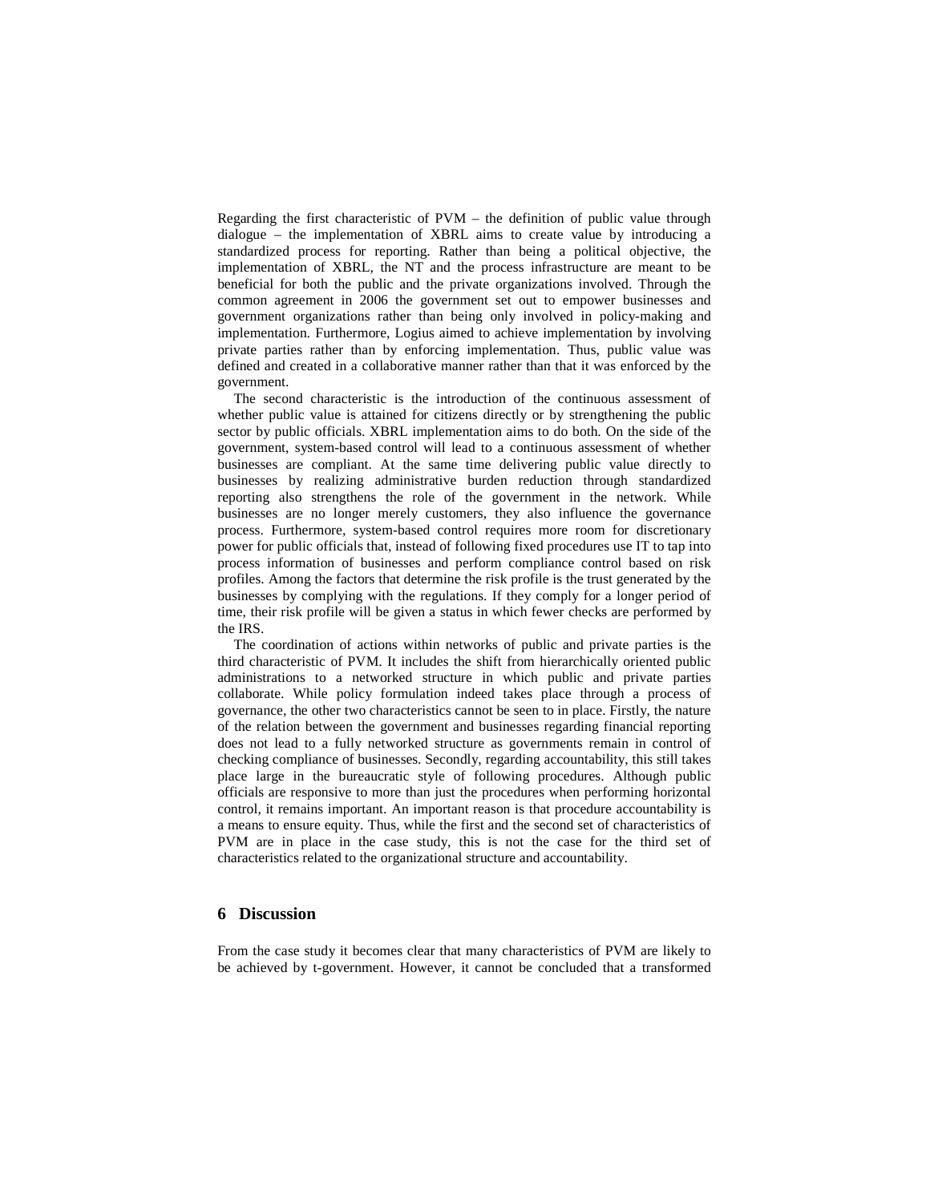Regarding the first characteristic of PVM – the definition of public value through dialogue – the implementation of XBRL aims to create value by introducing a standardized process for reporting. Rather than being a political objective, the implementation of XBRL, the NT and the process infrastructure are meant to be beneficial for both the public and the private organizations involved. Through the common agreement in 2006 the government set out to empower businesses and government organizations rather than being only involved in policy-making and implementation. Furthermore, Logius aimed to achieve implementation by involving private parties rather than by enforcing implementation. Thus, public value was defined and created in a collaborative manner rather than that it was enforced by the government.

The second characteristic is the introduction of the continuous assessment of whether public value is attained for citizens directly or by strengthening the public sector by public officials. XBRL implementation aims to do both. On the side of the government, system-based control will lead to a continuous assessment of whether businesses are compliant. At the same time delivering public value directly to businesses by realizing administrative burden reduction through standardized reporting also strengthens the role of the government in the network. While businesses are no longer merely customers, they also influence the governance process. Furthermore, system-based control requires more room for discretionary power for public officials that, instead of following fixed procedures use IT to tap into process information of businesses and perform compliance control based on risk profiles. Among the factors that determine the risk profile is the trust generated by the businesses by complying with the regulations. If they comply for a longer period of time, their risk profile will be given a status in which fewer checks are performed by the IRS.

The coordination of actions within networks of public and private parties is the third characteristic of PVM. It includes the shift from hierarchically oriented public administrations to a networked structure in which public and private parties collaborate. While policy formulation indeed takes place through a process of governance, the other two characteristics cannot be seen to in place. Firstly, the nature of the relation between the government and businesses regarding financial reporting does not lead to a fully networked structure as governments remain in control of checking compliance of businesses. Secondly, regarding accountability, this still takes place large in the bureaucratic style of following procedures. Although public officials are responsive to more than just the procedures when performing horizontal control, it remains important. An important reason is that procedure accountability is a means to ensure equity. Thus, while the first and the second set of characteristics of PVM are in place in the case study, this is not the case for the third set of characteristics related to the organizational structure and accountability.

## 6 Discussion

From the case study it becomes clear that many characteristics of PVM are likely to be achieved by t-government. However, it cannot be concluded that a transformed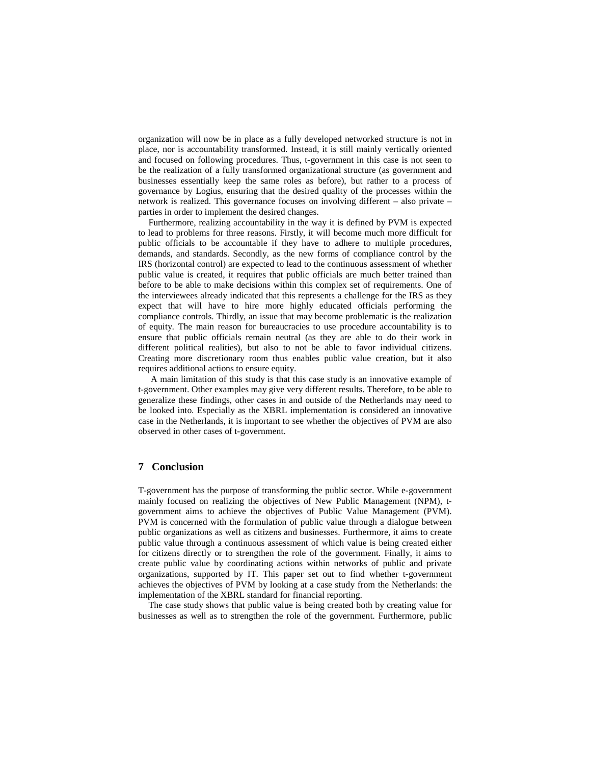organization will now be in place as a fully developed networked structure is not in place, nor is accountability transformed. Instead, it is still mainly vertically oriented and focused on following procedures. Thus, t-government in this case is not seen to be the realization of a fully transformed organizational structure (as government and businesses essentially keep the same roles as before), but rather to a process of governance by Logius, ensuring that the desired quality of the processes within the network is realized. This governance focuses on involving different – also private – parties in order to implement the desired changes.

Furthermore, realizing accountability in the way it is defined by PVM is expected to lead to problems for three reasons. Firstly, it will become much more difficult for public officials to be accountable if they have to adhere to multiple procedures, demands, and standards. Secondly, as the new forms of compliance control by the IRS (horizontal control) are expected to lead to the continuous assessment of whether public value is created, it requires that public officials are much better trained than before to be able to make decisions within this complex set of requirements. One of the interviewees already indicated that this represents a challenge for the IRS as they expect that will have to hire more highly educated officials performing the compliance controls. Thirdly, an issue that may become problematic is the realization of equity. The main reason for bureaucracies to use procedure accountability is to ensure that public officials remain neutral (as they are able to do their work in different political realities), but also to not be able to favor individual citizens. Creating more discretionary room thus enables public value creation, but it also requires additional actions to ensure equity.

A main limitation of this study is that this case study is an innovative example of t-government. Other examples may give very different results. Therefore, to be able to generalize these findings, other cases in and outside of the Netherlands may need to be looked into. Especially as the XBRL implementation is considered an innovative case in the Netherlands, it is important to see whether the objectives of PVM are also observed in other cases of t-government.

## 7 Conclusion

T-government has the purpose of transforming the public sector. While e-government mainly focused on realizing the objectives of New Public Management (NPM), t-government aims to achieve the objectives of Public Value Management (PVM). PVM is concerned with the formulation of public value through a dialogue between public organizations as well as citizens and businesses. Furthermore, it aims to create public value through a continuous assessment of which value is being created either for citizens directly or to strengthen the role of the government. Finally, it aims to create public value by coordinating actions within networks of public and private organizations, supported by IT. This paper set out to find whether t-government achieves the objectives of PVM by looking at a case study from the Netherlands: the implementation of the XBRL standard for financial reporting.

The case study shows that public value is being created both by creating value for businesses as well as to strengthen the role of the government. Furthermore, public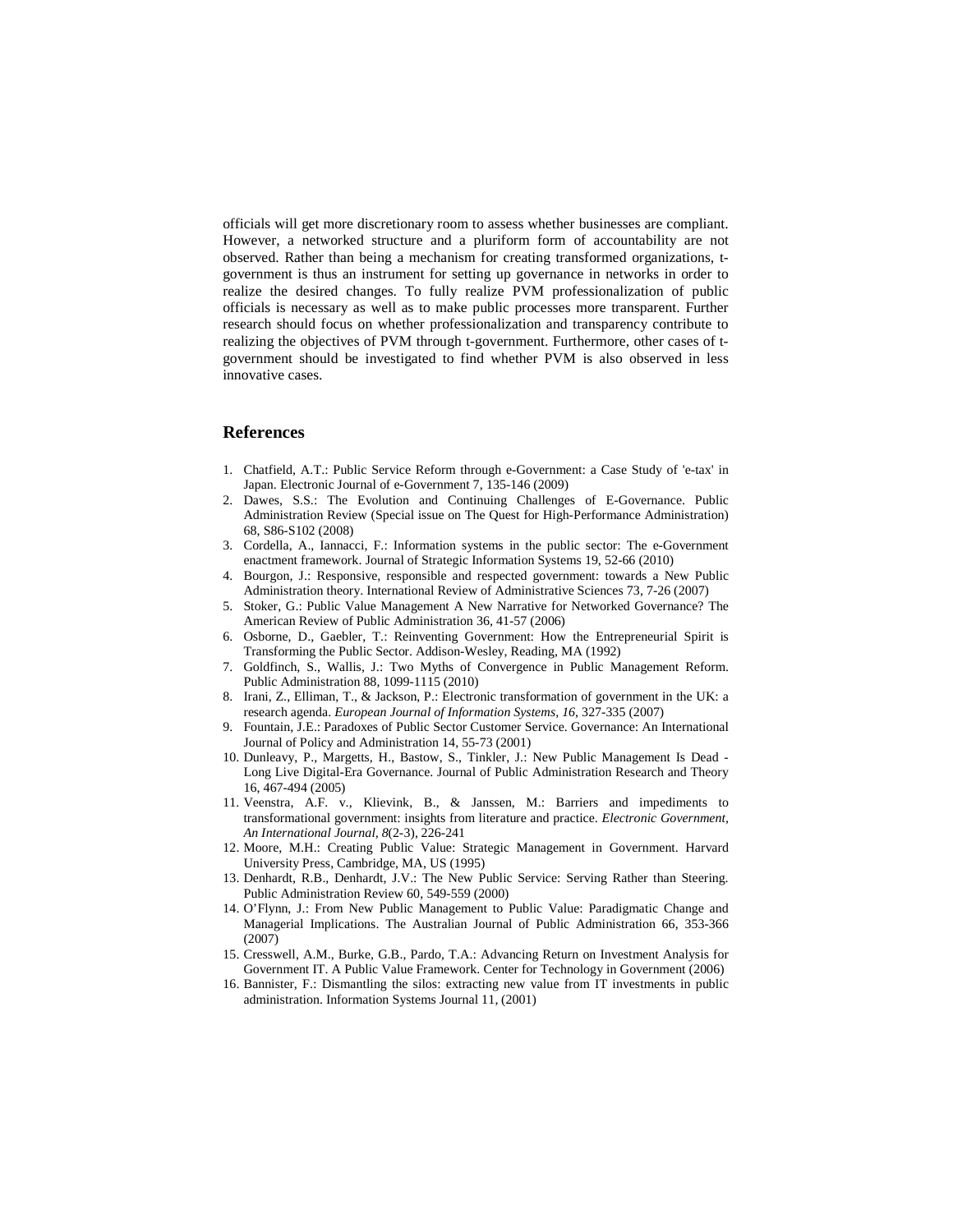officials will get more discretionary room to assess whether businesses are compliant. However, a networked structure and a pluriform form of accountability are not observed. Rather than being a mechanism for creating transformed organizations, t-government is thus an instrument for setting up governance in networks in order to realize the desired changes. To fully realize PVM professionalization of public officials is necessary as well as to make public processes more transparent. Further research should focus on whether professionalization and transparency contribute to realizing the objectives of PVM through t-government. Furthermore, other cases of t-government should be investigated to find whether PVM is also observed in less innovative cases.

## References

1. Chatfield, A.T.: Public Service Reform through e-Government: a Case Study of 'e-tax' in Japan. Electronic Journal of e-Government 7, 135-146 (2009)
2. Dawes, S.S.: The Evolution and Continuing Challenges of E-Governance. Public Administration Review (Special issue on The Quest for High-Performance Administration) 68, S86-S102 (2008)
3. Cordella, A., Iannacci, F.: Information systems in the public sector: The e-Government enactment framework. Journal of Strategic Information Systems 19, 52-66 (2010)
4. Bourgon, J.: Responsive, responsible and respected government: towards a New Public Administration theory. International Review of Administrative Sciences 73, 7-26 (2007)
5. Stoker, G.: Public Value Management A New Narrative for Networked Governance? The American Review of Public Administration 36, 41-57 (2006)
6. Osborne, D., Gaebler, T.: Reinventing Government: How the Entrepreneurial Spirit is Transforming the Public Sector. Addison-Wesley, Reading, MA (1992)
7. Goldfinch, S., Wallis, J.: Two Myths of Convergence in Public Management Reform. Public Administration 88, 1099-1115 (2010)
8. Irani, Z., Elliman, T., & Jackson, P.: Electronic transformation of government in the UK: a research agenda. *European Journal of Information Systems, 16*, 327-335 (2007)
9. Fountain, J.E.: Paradoxes of Public Sector Customer Service. Governance: An International Journal of Policy and Administration 14, 55-73 (2001)
10. Dunleavy, P., Margetts, H., Bastow, S., Tinkler, J.: New Public Management Is Dead - Long Live Digital-Era Governance. Journal of Public Administration Research and Theory 16, 467-494 (2005)
11. Veenstra, A.F. v., Klievink, B., & Janssen, M.: Barriers and impediments to transformational government: insights from literature and practice. *Electronic Government, An International Journal, 8*(2-3), 226-241
12. Moore, M.H.: Creating Public Value: Strategic Management in Government. Harvard University Press, Cambridge, MA, US (1995)
13. Denhardt, R.B., Denhardt, J.V.: The New Public Service: Serving Rather than Steering. Public Administration Review 60, 549-559 (2000)
14. O'Flynn, J.: From New Public Management to Public Value: Paradigmatic Change and Managerial Implications. The Australian Journal of Public Administration 66, 353-366 (2007)
15. Cresswell, A.M., Burke, G.B., Pardo, T.A.: Advancing Return on Investment Analysis for Government IT. A Public Value Framework. Center for Technology in Government (2006)
16. Bannister, F.: Dismantling the silos: extracting new value from IT investments in public administration. Information Systems Journal 11, (2001)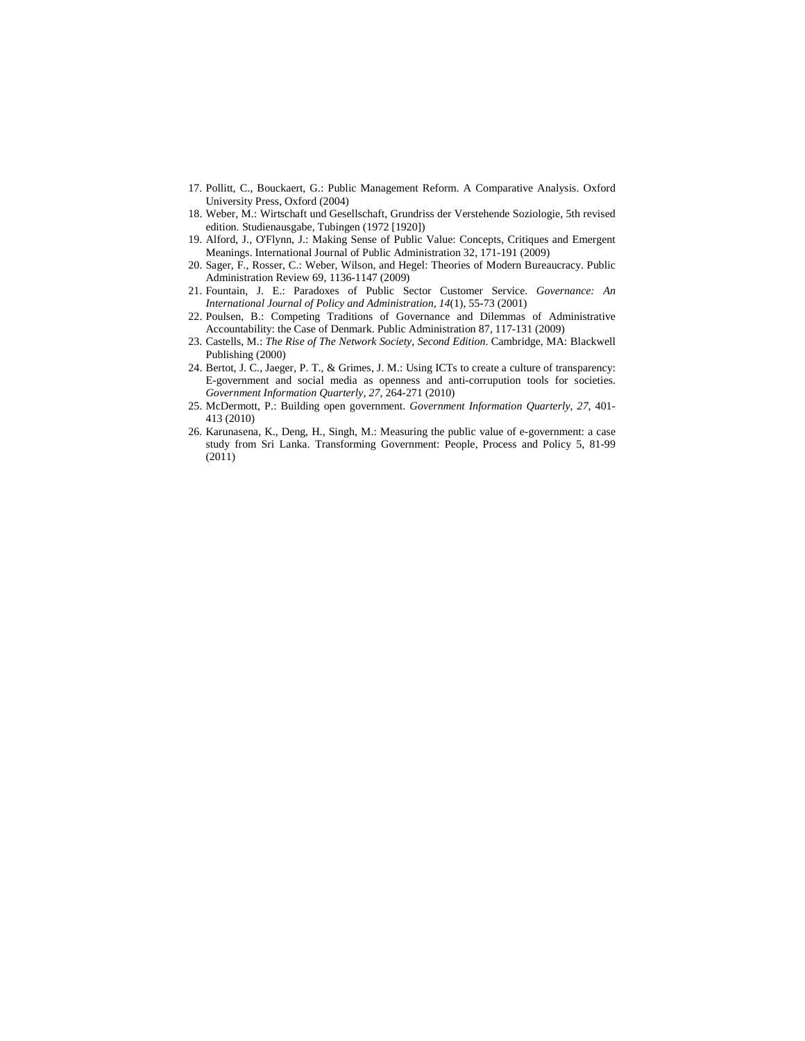17. Pollitt, C., Bouckaert, G.: Public Management Reform. A Comparative Analysis. Oxford University Press, Oxford (2004)
18. Weber, M.: Wirtschaft und Gesellschaft, Grundriss der Verstehende Soziologie, 5th revised edition. Studienausgabe, Tubingen (1972 [1920])
19. Alford, J., O'Flynn, J.: Making Sense of Public Value: Concepts, Critiques and Emergent Meanings. International Journal of Public Administration 32, 171-191 (2009)
20. Sager, F., Rosser, C.: Weber, Wilson, and Hegel: Theories of Modern Bureaucracy. Public Administration Review 69, 1136-1147 (2009)
21. Fountain, J. E.: Paradoxes of Public Sector Customer Service. *Governance: An International Journal of Policy and Administration, 14*(1), 55-73 (2001)
22. Poulsen, B.: Competing Traditions of Governance and Dilemmas of Administrative Accountability: the Case of Denmark. Public Administration 87, 117-131 (2009)
23. Castells, M.: *The Rise of The Network Society, Second Edition*. Cambridge, MA: Blackwell Publishing (2000)
24. Bertot, J. C., Jaeger, P. T., & Grimes, J. M.: Using ICTs to create a culture of transparency: E-government and social media as openness and anti-corruption tools for societies. *Government Information Quarterly, 27*, 264-271 (2010)
25. McDermott, P.: Building open government. *Government Information Quarterly, 27*, 401-413 (2010)
26. Karunasena, K., Deng, H., Singh, M.: Measuring the public value of e-government: a case study from Sri Lanka. Transforming Government: People, Process and Policy 5, 81-99 (2011)